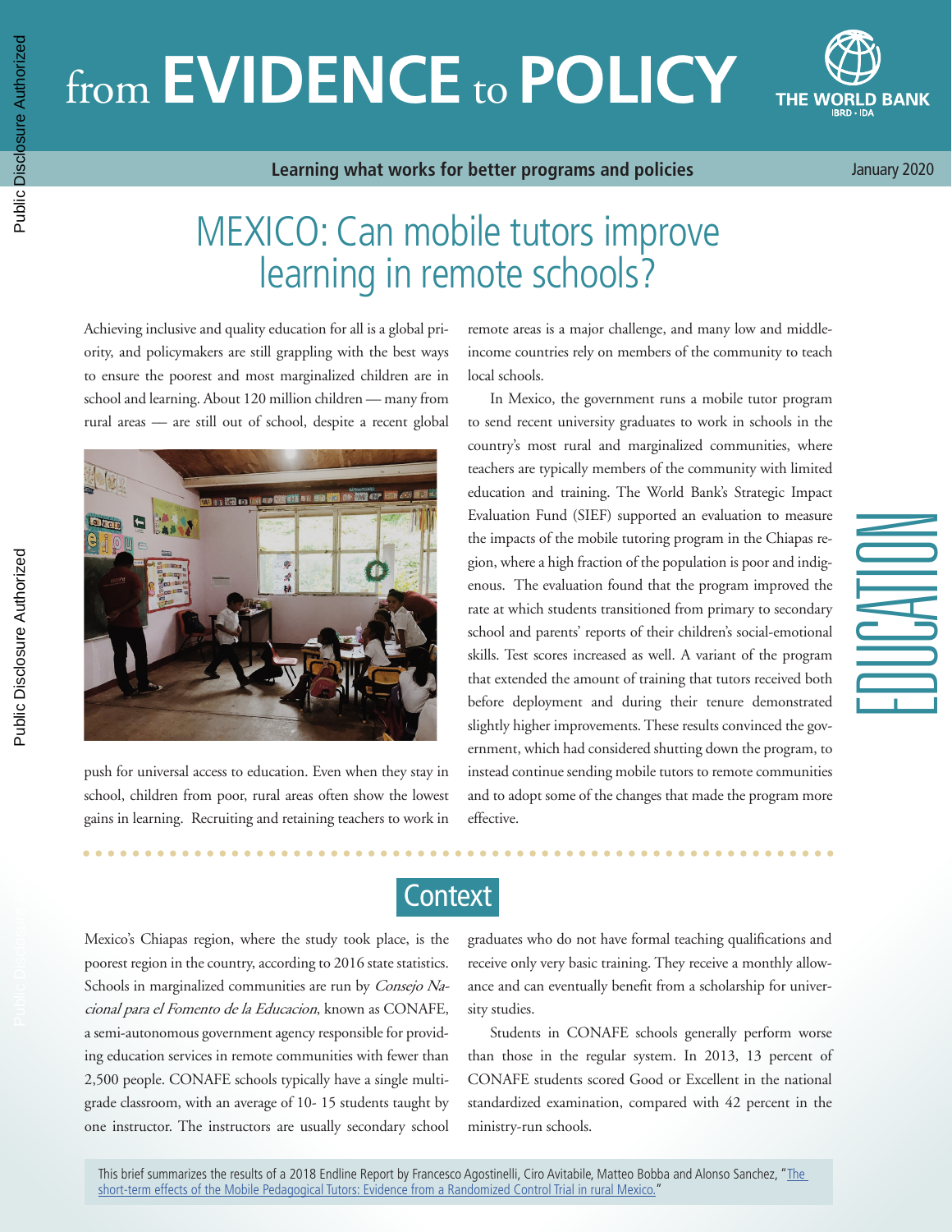# from EVIDENCE to POLICY

**Learning what works for better programs and policies**

January 2020

# MEXICO: Can mobile tutors improve learning in remote schools?

Achieving inclusive and quality education for all is a global priority, and policymakers are still grappling with the best ways to ensure the poorest and most marginalized children are in school and learning. About 120 million children — many from rural areas — are still out of school, despite a recent global push for universal access to education. Even when they stay in school, children from poor, rural areas often show the lowest gains in learning. Recruiting and retaining teachers to work in remote areas is a major challenge, and many low and middle-income countries rely on members of the community to teach local schools.

In Mexico, the government runs a mobile tutor program to send recent university graduates to work in schools in the country's most rural and marginalized communities, where teachers are typically members of the community with limited education and training. The World Bank's Strategic Impact Evaluation Fund (SIEF) supported an evaluation to measure the impacts of the mobile tutoring program in the Chiapas region, where a high fraction of the population is poor and indigenous. The evaluation found that the program improved the rate at which students transitioned from primary to secondary school and parents' reports of their children's social-emotional skills. Test scores increased as well. A variant of the program that extended the amount of training that tutors received both before deployment and during their tenure demonstrated slightly higher improvements. These results convinced the government, which had considered shutting down the program, to instead continue sending mobile tutors to remote communities and to adopt some of the changes that made the program more effective.

## Context

Mexico's Chiapas region, where the study took place, is the poorest region in the country, according to 2016 state statistics. Schools in marginalized communities are run by *Consejo Nacional para el Fomento de la Educacion*, known as CONAFE, a semi-autonomous government agency responsible for providing education services in remote communities with fewer than 2,500 people. CONAFE schools typically have a single multi-grade classroom, with an average of 10- 15 students taught by one instructor. The instructors are usually secondary school graduates who do not have formal teaching qualifications and receive only very basic training. They receive a monthly allowance and can eventually benefit from a scholarship for university studies.

Students in CONAFE schools generally perform worse than those in the regular system. In 2013, 13 percent of CONAFE students scored Good or Excellent in the national standardized examination, compared with 42 percent in the ministry-run schools.

This brief summarizes the results of a 2018 Endline Report by Francesco Agostinelli, Ciro Avitabile, Matteo Bobba and Alonso Sanchez, "The short-term effects of the Mobile Pedagogical Tutors: Evidence from a Randomized Control Trial in rural Mexico."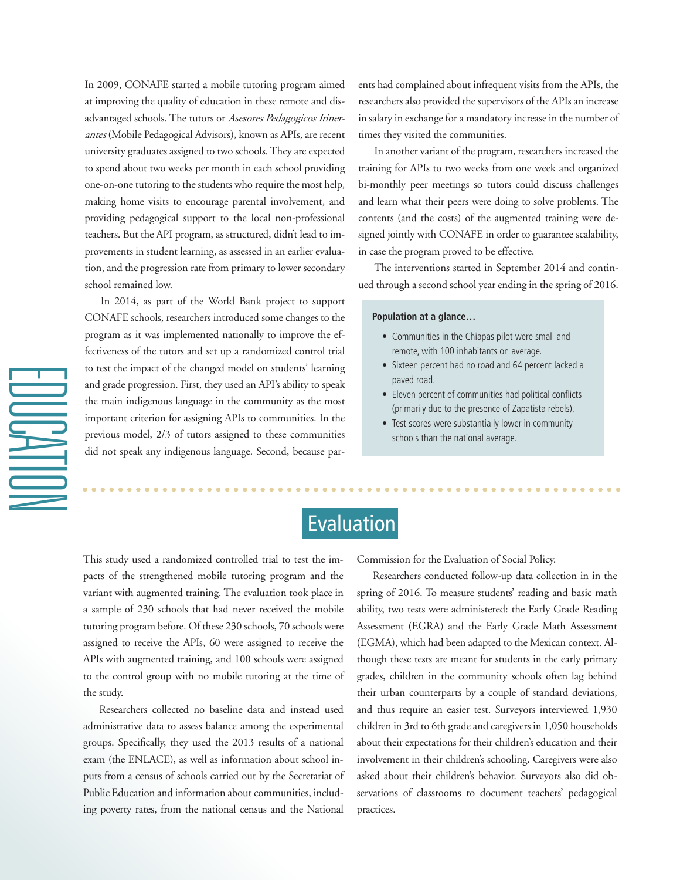In 2009, CONAFE started a mobile tutoring program aimed at improving the quality of education in these remote and disadvantaged schools. The tutors or *Asesores Pedagogicos Itinerantes* (Mobile Pedagogical Advisors), known as APIs, are recent university graduates assigned to two schools. They are expected to spend about two weeks per month in each school providing one-on-one tutoring to the students who require the most help, making home visits to encourage parental involvement, and providing pedagogical support to the local non-professional teachers. But the API program, as structured, didn't lead to improvements in student learning, as assessed in an earlier evaluation, and the progression rate from primary to lower secondary school remained low.

In 2014, as part of the World Bank project to support CONAFE schools, researchers introduced some changes to the program as it was implemented nationally to improve the effectiveness of the tutors and set up a randomized control trial to test the impact of the changed model on students' learning and grade progression. First, they used an API's ability to speak the main indigenous language in the community as the most important criterion for assigning APIs to communities. In the previous model, 2/3 of tutors assigned to these communities did not speak any indigenous language. Second, because parents had complained about infrequent visits from the APIs, the researchers also provided the supervisors of the APIs an increase in salary in exchange for a mandatory increase in the number of times they visited the communities.

In another variant of the program, researchers increased the training for APIs to two weeks from one week and organized bi-monthly peer meetings so tutors could discuss challenges and learn what their peers were doing to solve problems. The contents (and the costs) of the augmented training were designed jointly with CONAFE in order to guarantee scalability, in case the program proved to be effective.

The interventions started in September 2014 and continued through a second school year ending in the spring of 2016.

**Population at a glance…**

- Communities in the Chiapas pilot were small and remote, with 100 inhabitants on average.
- Sixteen percent had no road and 64 percent lacked a paved road.
- Eleven percent of communities had political conflicts (primarily due to the presence of Zapatista rebels).
- Test scores were substantially lower in community schools than the national average.

## Evaluation

This study used a randomized controlled trial to test the impacts of the strengthened mobile tutoring program and the variant with augmented training. The evaluation took place in a sample of 230 schools that had never received the mobile tutoring program before. Of these 230 schools, 70 schools were assigned to receive the APIs, 60 were assigned to receive the APIs with augmented training, and 100 schools were assigned to the control group with no mobile tutoring at the time of the study.

Researchers collected no baseline data and instead used administrative data to assess balance among the experimental groups. Specifically, they used the 2013 results of a national exam (the ENLACE), as well as information about school inputs from a census of schools carried out by the Secretariat of Public Education and information about communities, including poverty rates, from the national census and the National Commission for the Evaluation of Social Policy.

Researchers conducted follow-up data collection in in the spring of 2016. To measure students' reading and basic math ability, two tests were administered: the Early Grade Reading Assessment (EGRA) and the Early Grade Math Assessment (EGMA), which had been adapted to the Mexican context. Although these tests are meant for students in the early primary grades, children in the community schools often lag behind their urban counterparts by a couple of standard deviations, and thus require an easier test. Surveyors interviewed 1,930 children in 3rd to 6th grade and caregivers in 1,050 households about their expectations for their children's education and their involvement in their children's schooling. Caregivers were also asked about their children's behavior. Surveyors also did observations of classrooms to document teachers' pedagogical practices.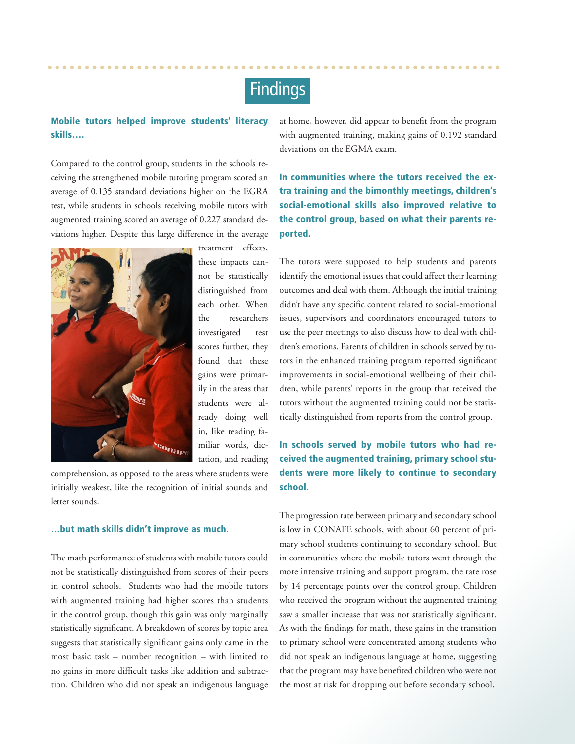# Findings

### Mobile tutors helped improve students' literacy skills….

Compared to the control group, students in the schools receiving the strengthened mobile tutoring program scored an average of 0.135 standard deviations higher on the EGRA test, while students in schools receiving mobile tutors with augmented training scored an average of 0.227 standard deviations higher. Despite this large difference in the average treatment effects, these impacts cannot be statistically distinguished from each other. When the researchers investigated test scores further, they found that these gains were primarily in the areas that students were already doing well in, like reading familiar words, dictation, and reading comprehension, as opposed to the areas where students were initially weakest, like the recognition of initial sounds and letter sounds.

### …but math skills didn't improve as much.

The math performance of students with mobile tutors could not be statistically distinguished from scores of their peers in control schools. Students who had the mobile tutors with augmented training had higher scores than students in the control group, though this gain was only marginally statistically significant. A breakdown of scores by topic area suggests that statistically significant gains only came in the most basic task – number recognition – with limited to no gains in more difficult tasks like addition and subtraction. Children who did not speak an indigenous language at home, however, did appear to benefit from the program with augmented training, making gains of 0.192 standard deviations on the EGMA exam.

### In communities where the tutors received the extra training and the bimonthly meetings, children's social-emotional skills also improved relative to the control group, based on what their parents reported.

The tutors were supposed to help students and parents identify the emotional issues that could affect their learning outcomes and deal with them. Although the initial training didn't have any specific content related to social-emotional issues, supervisors and coordinators encouraged tutors to use the peer meetings to also discuss how to deal with children's emotions. Parents of children in schools served by tutors in the enhanced training program reported significant improvements in social-emotional wellbeing of their children, while parents' reports in the group that received the tutors without the augmented training could not be statistically distinguished from reports from the control group.

### In schools served by mobile tutors who had received the augmented training, primary school students were more likely to continue to secondary school.

The progression rate between primary and secondary school is low in CONAFE schools, with about 60 percent of primary school students continuing to secondary school. But in communities where the mobile tutors went through the more intensive training and support program, the rate rose by 14 percentage points over the control group. Children who received the program without the augmented training saw a smaller increase that was not statistically significant. As with the findings for math, these gains in the transition to primary school were concentrated among students who did not speak an indigenous language at home, suggesting that the program may have benefited children who were not the most at risk for dropping out before secondary school.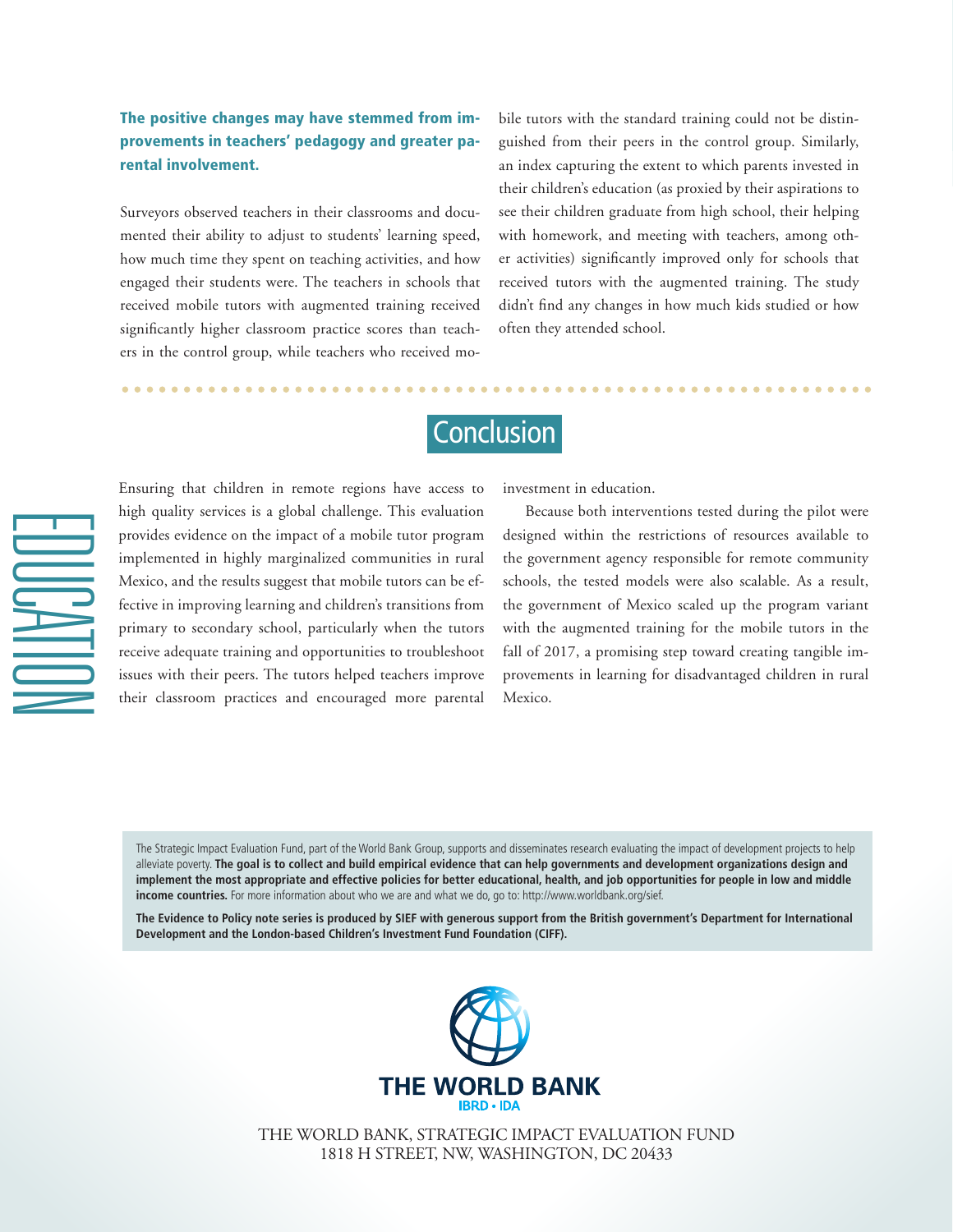### The positive changes may have stemmed from improvements in teachers' pedagogy and greater parental involvement.

Surveyors observed teachers in their classrooms and documented their ability to adjust to students' learning speed, how much time they spent on teaching activities, and how engaged their students were. The teachers in schools that received mobile tutors with augmented training received significantly higher classroom practice scores than teachers in the control group, while teachers who received mobile tutors with the standard training could not be distinguished from their peers in the control group. Similarly, an index capturing the extent to which parents invested in their children's education (as proxied by their aspirations to see their children graduate from high school, their helping with homework, and meeting with teachers, among other activities) significantly improved only for schools that received tutors with the augmented training. The study didn't find any changes in how much kids studied or how often they attended school.

## Conclusion

Ensuring that children in remote regions have access to high quality services is a global challenge. This evaluation provides evidence on the impact of a mobile tutor program implemented in highly marginalized communities in rural Mexico, and the results suggest that mobile tutors can be effective in improving learning and children's transitions from primary to secondary school, particularly when the tutors receive adequate training and opportunities to troubleshoot issues with their peers. The tutors helped teachers improve their classroom practices and encouraged more parental investment in education.

Because both interventions tested during the pilot were designed within the restrictions of resources available to the government agency responsible for remote community schools, the tested models were also scalable. As a result, the government of Mexico scaled up the program variant with the augmented training for the mobile tutors in the fall of 2017, a promising step toward creating tangible improvements in learning for disadvantaged children in rural Mexico.

The Strategic Impact Evaluation Fund, part of the World Bank Group, supports and disseminates research evaluating the impact of development projects to help alleviate poverty. **The goal is to collect and build empirical evidence that can help governments and development organizations design and implement the most appropriate and effective policies for better educational, health, and job opportunities for people in low and middle income countries.** For more information about who we are and what we do, go to: http://www.worldbank.org/sief.

**The Evidence to Policy note series is produced by SIEF with generous support from the British government's Department for International Development and the London-based Children's Investment Fund Foundation (CIFF).**

THE WORLD BANK
IBRD • IDA

THE WORLD BANK, STRATEGIC IMPACT EVALUATION FUND
1818 H STREET, NW, WASHINGTON, DC 20433